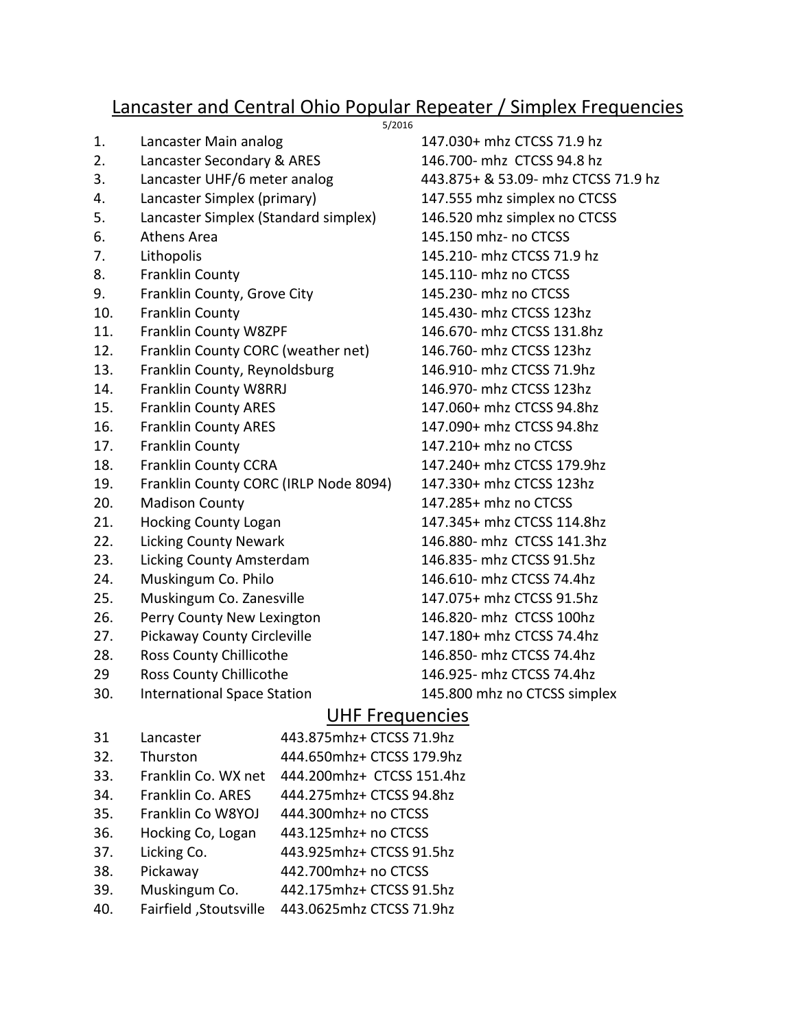# Lancaster and Central Ohio Popular Repeater / Simplex Frequencies

5/2016

| | | |
|---|---|---|
| 1. | Lancaster Main analog | 147.030+ mhz CTCSS 71.9 hz |
| 2. | Lancaster Secondary & ARES | 146.700- mhz CTCSS 94.8 hz |
| 3. | Lancaster UHF/6 meter analog | 443.875+ & 53.09- mhz CTCSS 71.9 hz |
| 4. | Lancaster Simplex (primary) | 147.555 mhz simplex no CTCSS |
| 5. | Lancaster Simplex (Standard simplex) | 146.520 mhz simplex no CTCSS |
| 6. | Athens Area | 145.150 mhz- no CTCSS |
| 7. | Lithopolis | 145.210- mhz CTCSS 71.9 hz |
| 8. | Franklin County | 145.110- mhz no CTCSS |
| 9. | Franklin County, Grove City | 145.230- mhz no CTCSS |
| 10. | Franklin County | 145.430- mhz CTCSS 123hz |
| 11. | Franklin County W8ZPF | 146.670- mhz CTCSS 131.8hz |
| 12. | Franklin County CORC (weather net) | 146.760- mhz CTCSS 123hz |
| 13. | Franklin County, Reynoldsburg | 146.910- mhz CTCSS 71.9hz |
| 14. | Franklin County W8RRJ | 146.970- mhz CTCSS 123hz |
| 15. | Franklin County ARES | 147.060+ mhz CTCSS 94.8hz |
| 16. | Franklin County ARES | 147.090+ mhz CTCSS 94.8hz |
| 17. | Franklin County | 147.210+ mhz no CTCSS |
| 18. | Franklin County CCRA | 147.240+ mhz CTCSS 179.9hz |
| 19. | Franklin County CORC (IRLP Node 8094) | 147.330+ mhz CTCSS 123hz |
| 20. | Madison County | 147.285+ mhz no CTCSS |
| 21. | Hocking County Logan | 147.345+ mhz CTCSS 114.8hz |
| 22. | Licking County Newark | 146.880- mhz CTCSS 141.3hz |
| 23. | Licking County Amsterdam | 146.835- mhz CTCSS 91.5hz |
| 24. | Muskingum Co. Philo | 146.610- mhz CTCSS 74.4hz |
| 25. | Muskingum Co. Zanesville | 147.075+ mhz CTCSS 91.5hz |
| 26. | Perry County New Lexington | 146.820- mhz CTCSS 100hz |
| 27. | Pickaway County Circleville | 147.180+ mhz CTCSS 74.4hz |
| 28. | Ross County Chillicothe | 146.850- mhz CTCSS 74.4hz |
| 29 | Ross County Chillicothe | 146.925- mhz CTCSS 74.4hz |
| 30. | International Space Station | 145.800 mhz no CTCSS simplex |

## UHF Frequencies

| | | |
|---|---|---|
| 31 | Lancaster | 443.875mhz+ CTCSS 71.9hz |
| 32. | Thurston | 444.650mhz+ CTCSS 179.9hz |
| 33. | Franklin Co. WX net | 444.200mhz+ CTCSS 151.4hz |
| 34. | Franklin Co. ARES | 444.275mhz+ CTCSS 94.8hz |
| 35. | Franklin Co W8YOJ | 444.300mhz+ no CTCSS |
| 36. | Hocking Co, Logan | 443.125mhz+ no CTCSS |
| 37. | Licking Co. | 443.925mhz+ CTCSS 91.5hz |
| 38. | Pickaway | 442.700mhz+ no CTCSS |
| 39. | Muskingum Co. | 442.175mhz+ CTCSS 91.5hz |
| 40. | Fairfield ,Stoutsville | 443.0625mhz CTCSS 71.9hz |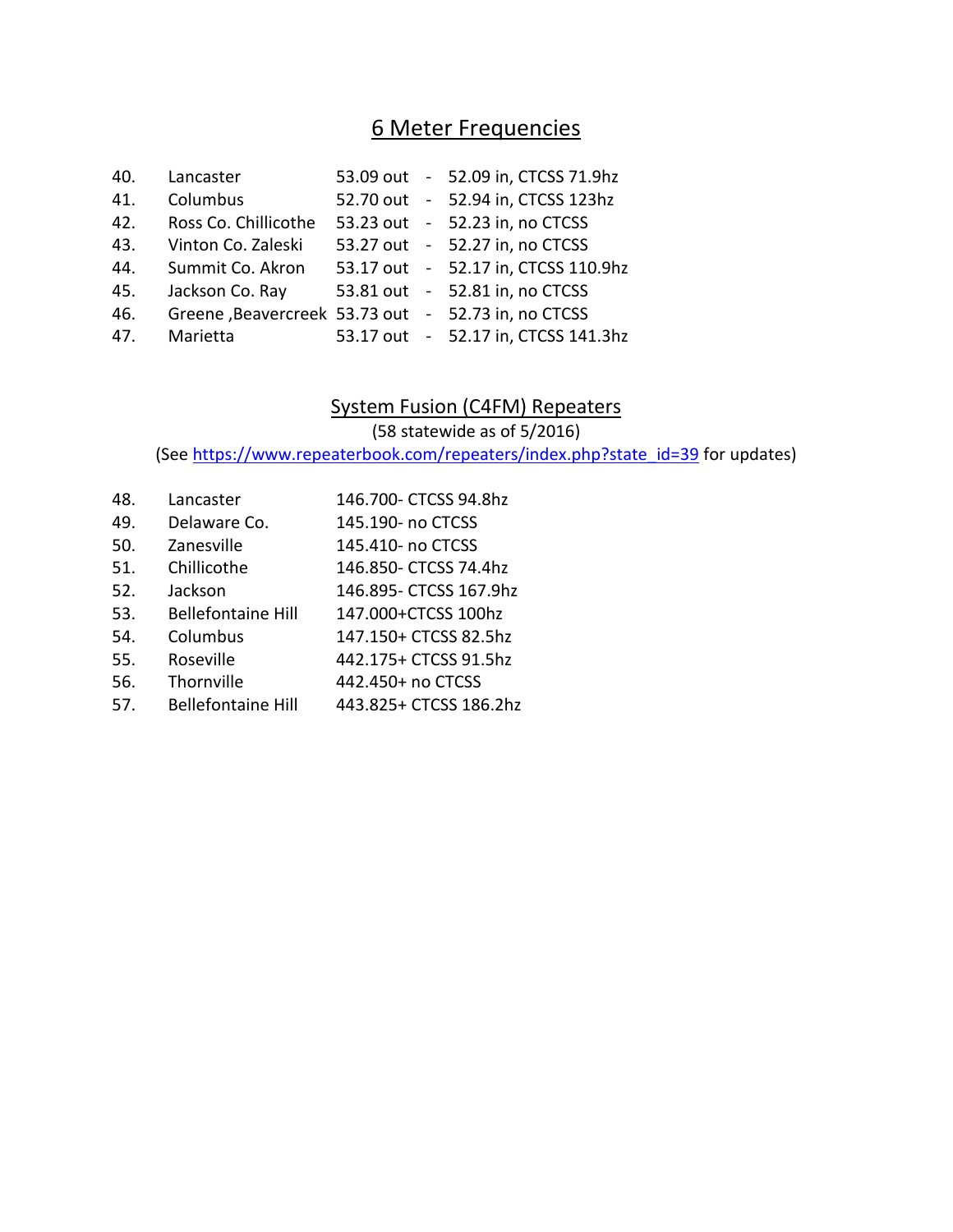## 6 Meter Frequencies

| | | | | |
|---|---|---|---|---|
| 40. | Lancaster | 53.09 out | - | 52.09 in, CTCSS 71.9hz |
| 41. | Columbus | 52.70 out | - | 52.94 in, CTCSS 123hz |
| 42. | Ross Co. Chillicothe | 53.23 out | - | 52.23 in, no CTCSS |
| 43. | Vinton Co. Zaleski | 53.27 out | - | 52.27 in, no CTCSS |
| 44. | Summit Co. Akron | 53.17 out | - | 52.17 in, CTCSS 110.9hz |
| 45. | Jackson Co. Ray | 53.81 out | - | 52.81 in, no CTCSS |
| 46. | Greene ,Beavercreek | 53.73 out | - | 52.73 in, no CTCSS |
| 47. | Marietta | 53.17 out | - | 52.17 in, CTCSS 141.3hz |

## System Fusion (C4FM) Repeaters

(58 statewide as of 5/2016)

(See https://www.repeaterbook.com/repeaters/index.php?state_id=39 for updates)

| | | |
|---|---|---|
| 48. | Lancaster | 146.700- CTCSS 94.8hz |
| 49. | Delaware Co. | 145.190- no CTCSS |
| 50. | Zanesville | 145.410- no CTCSS |
| 51. | Chillicothe | 146.850- CTCSS 74.4hz |
| 52. | Jackson | 146.895- CTCSS 167.9hz |
| 53. | Bellefontaine Hill | 147.000+CTCSS 100hz |
| 54. | Columbus | 147.150+ CTCSS 82.5hz |
| 55. | Roseville | 442.175+ CTCSS 91.5hz |
| 56. | Thornville | 442.450+ no CTCSS |
| 57. | Bellefontaine Hill | 443.825+ CTCSS 186.2hz |